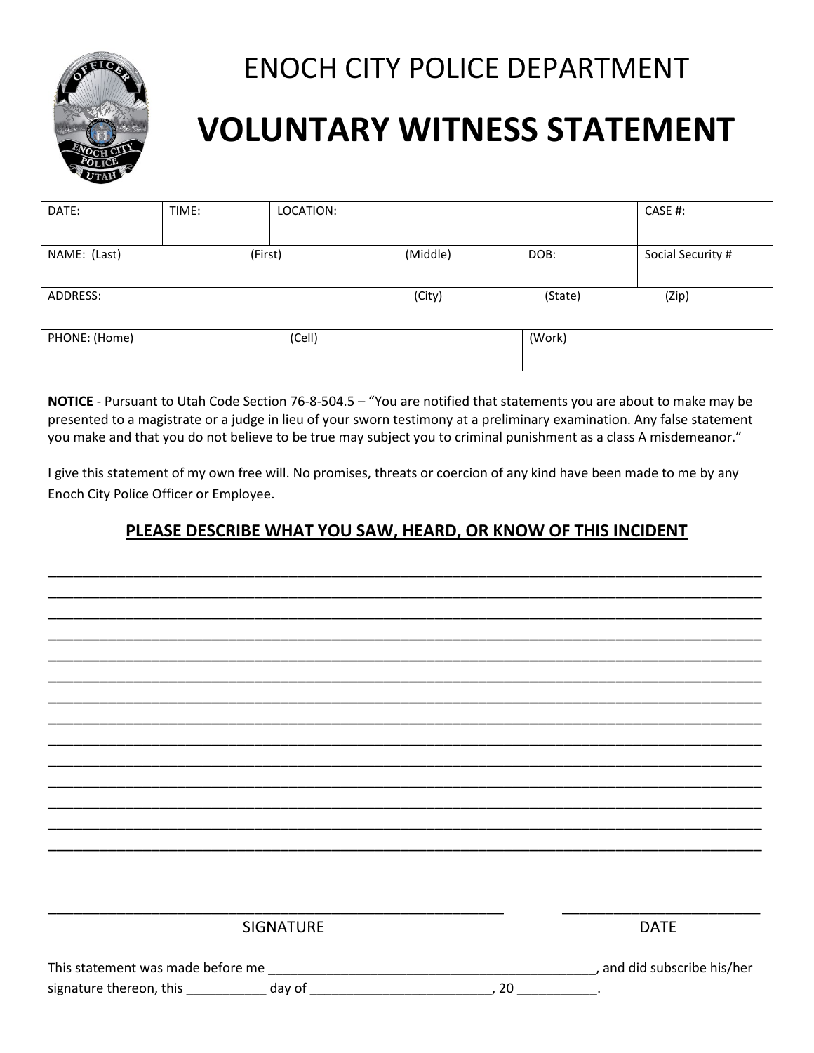# ENOCH CITY POLICE DEPARTMENT

# VOLUNTARY WITNESS STATEMENT

| DATE: | TIME: | LOCATION: | | CASE #: |
|---|---|---|---|---|
| NAME: (Last) (First) (Middle) | | | DOB: | Social Security # |
| ADDRESS: (City) (State) (Zip) | | | | |
| PHONE: (Home) | (Cell) | | (Work) | |

**NOTICE** - Pursuant to Utah Code Section 76-8-504.5 – "You are notified that statements you are about to make may be presented to a magistrate or a judge in lieu of your sworn testimony at a preliminary examination. Any false statement you make and that you do not believe to be true may subject you to criminal punishment as a class A misdemeanor."

I give this statement of my own free will. No promises, threats or coercion of any kind have been made to me by any Enoch City Police Officer or Employee.

## PLEASE DESCRIBE WHAT YOU SAW, HEARD, OR KNOW OF THIS INCIDENT

______________________________________________________________________________
______________________________________________________________________________
______________________________________________________________________________
______________________________________________________________________________
______________________________________________________________________________
______________________________________________________________________________
______________________________________________________________________________
______________________________________________________________________________
______________________________________________________________________________
______________________________________________________________________________
______________________________________________________________________________
______________________________________________________________________________
______________________________________________________________________________
______________________________________________________________________________

_______________________________________________ SIGNATURE

_____________________ DATE

This statement was made before me _______________________________________, and did subscribe his/her signature thereon, this __________ day of _______________________, 20 __________.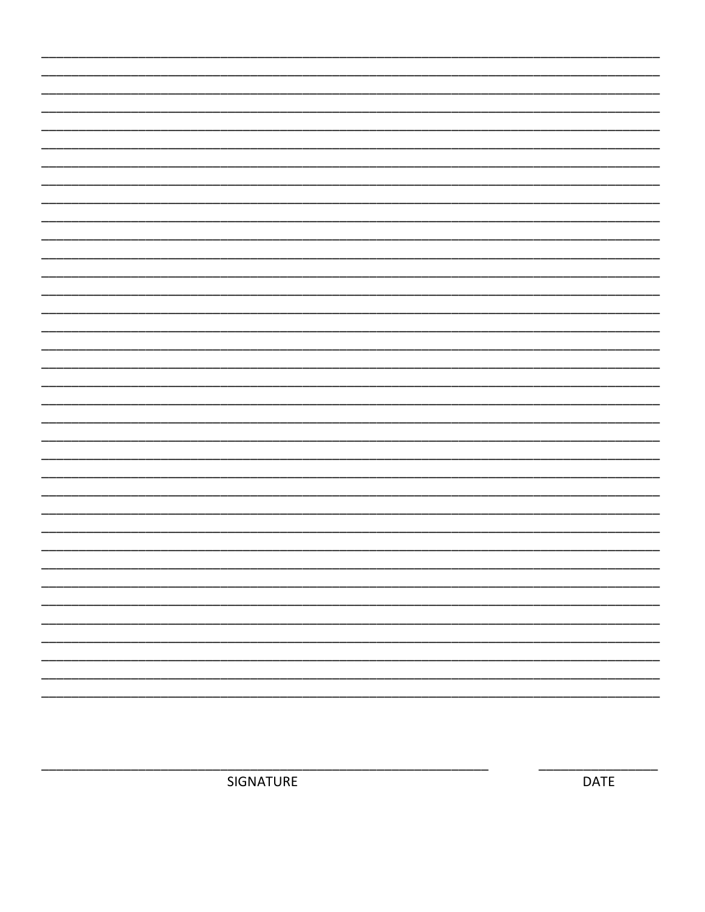\_\_\_\_\_\_\_\_\_\_\_\_\_\_\_\_\_\_\_\_\_\_\_\_\_\_\_\_\_\_\_\_\_\_\_\_\_\_\_\_\_\_ \_\_\_\_\_\_\_\_\_\_\_\_\_\_\_\_\_\_

SIGNATURE DATE